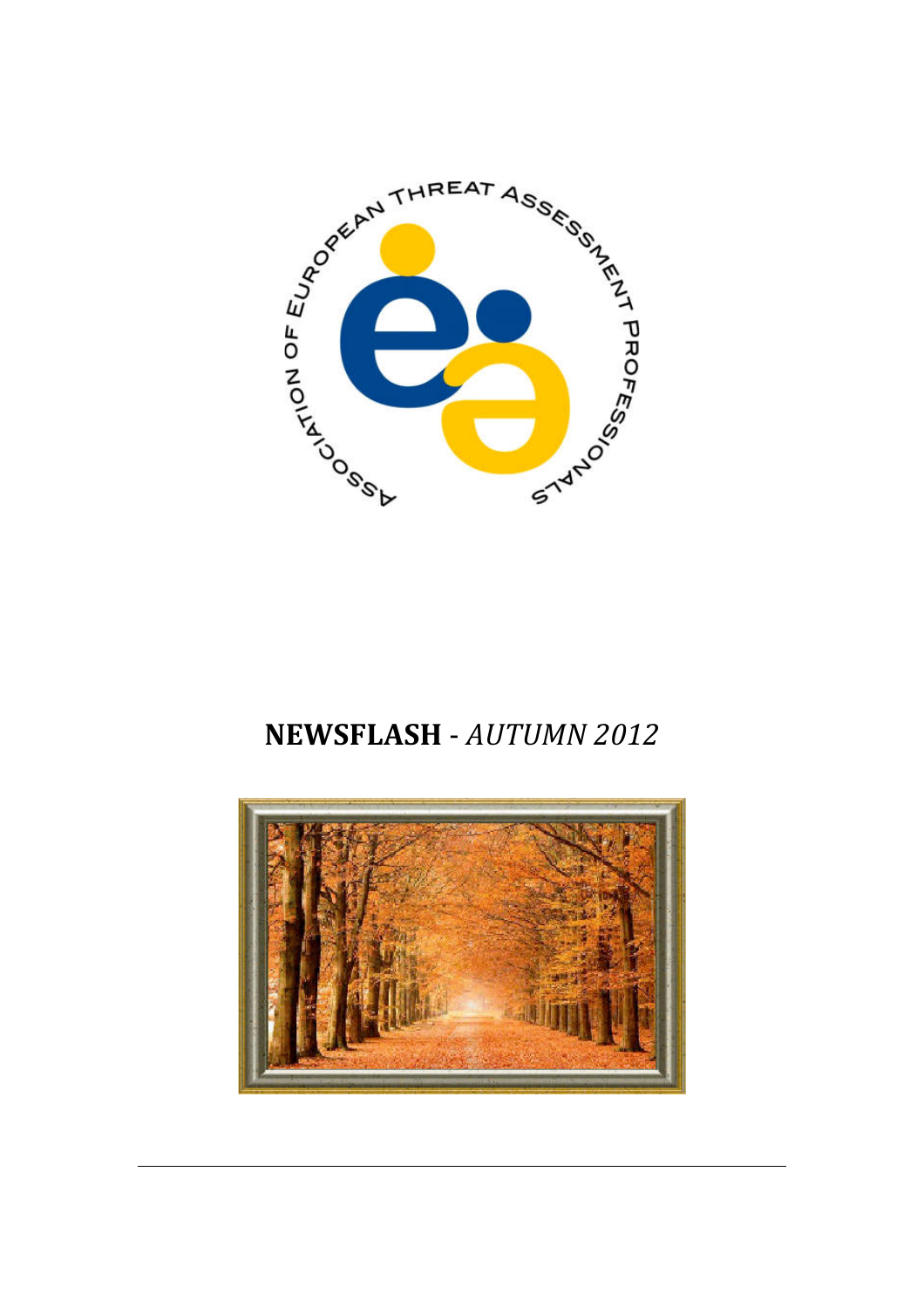ASSOCIATION OF EUROPEAN THREAT ASSESSMENT PROFESSIONALS

# **NEWSFLASH** - *AUTUMN 2012*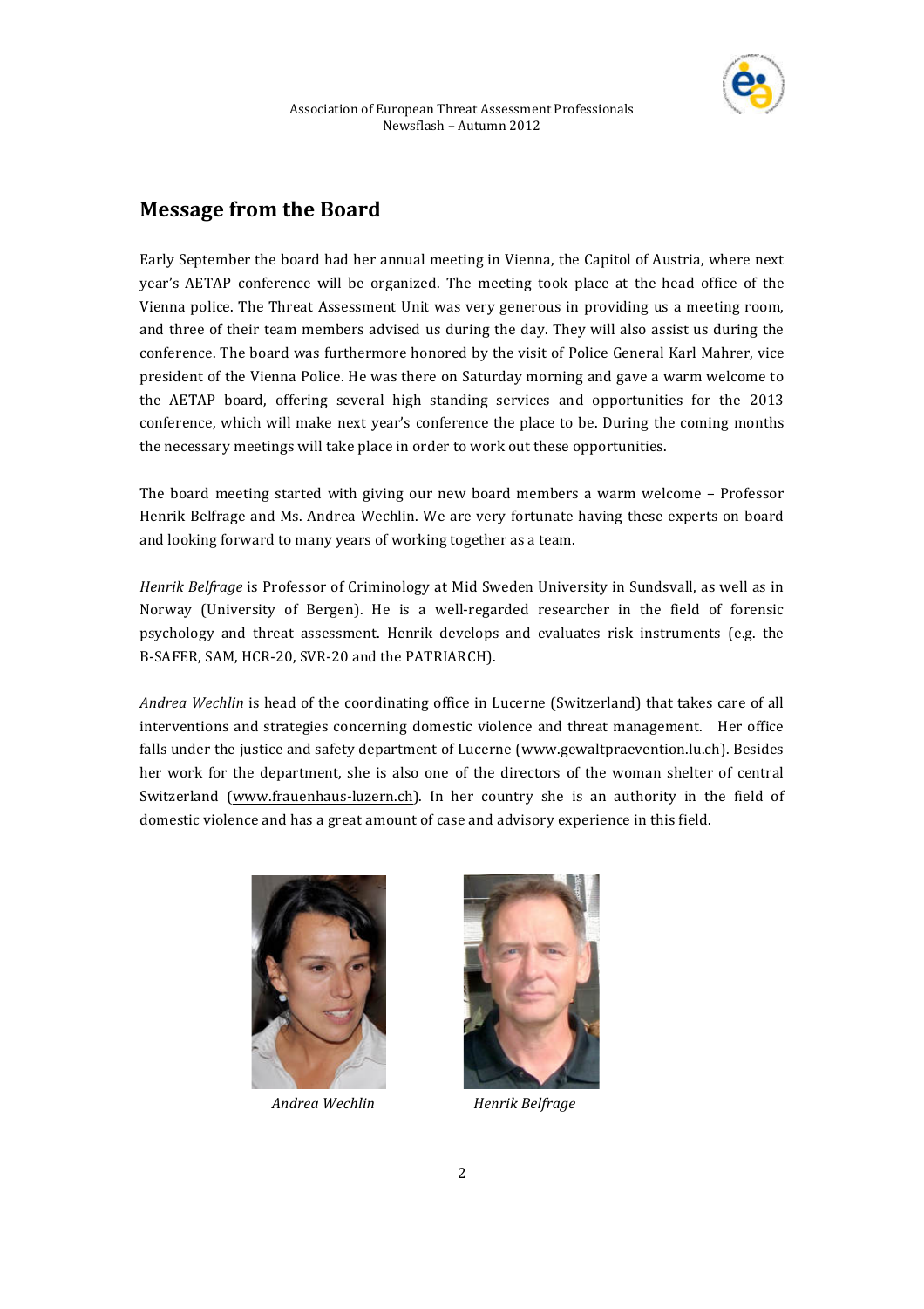## Message from the Board

Early September the board had her annual meeting in Vienna, the Capitol of Austria, where next year's AETAP conference will be organized. The meeting took place at the head office of the Vienna police. The Threat Assessment Unit was very generous in providing us a meeting room, and three of their team members advised us during the day. They will also assist us during the conference. The board was furthermore honored by the visit of Police General Karl Mahrer, vice president of the Vienna Police. He was there on Saturday morning and gave a warm welcome to the AETAP board, offering several high standing services and opportunities for the 2013 conference, which will make next year's conference the place to be. During the coming months the necessary meetings will take place in order to work out these opportunities.

The board meeting started with giving our new board members a warm welcome – Professor Henrik Belfrage and Ms. Andrea Wechlin. We are very fortunate having these experts on board and looking forward to many years of working together as a team.

*Henrik Belfrage* is Professor of Criminology at Mid Sweden University in Sundsvall, as well as in Norway (University of Bergen). He is a well-regarded researcher in the field of forensic psychology and threat assessment. Henrik develops and evaluates risk instruments (e.g. the B-SAFER, SAM, HCR-20, SVR-20 and the PATRIARCH).

*Andrea Wechlin* is head of the coordinating office in Lucerne (Switzerland) that takes care of all interventions and strategies concerning domestic violence and threat management. Her office falls under the justice and safety department of Lucerne (www.gewaltpraevention.lu.ch). Besides her work for the department, she is also one of the directors of the woman shelter of central Switzerland (www.frauenhaus-luzern.ch). In her country she is an authority in the field of domestic violence and has a great amount of case and advisory experience in this field.

*Andrea Wechlin*

*Henrik Belfrage*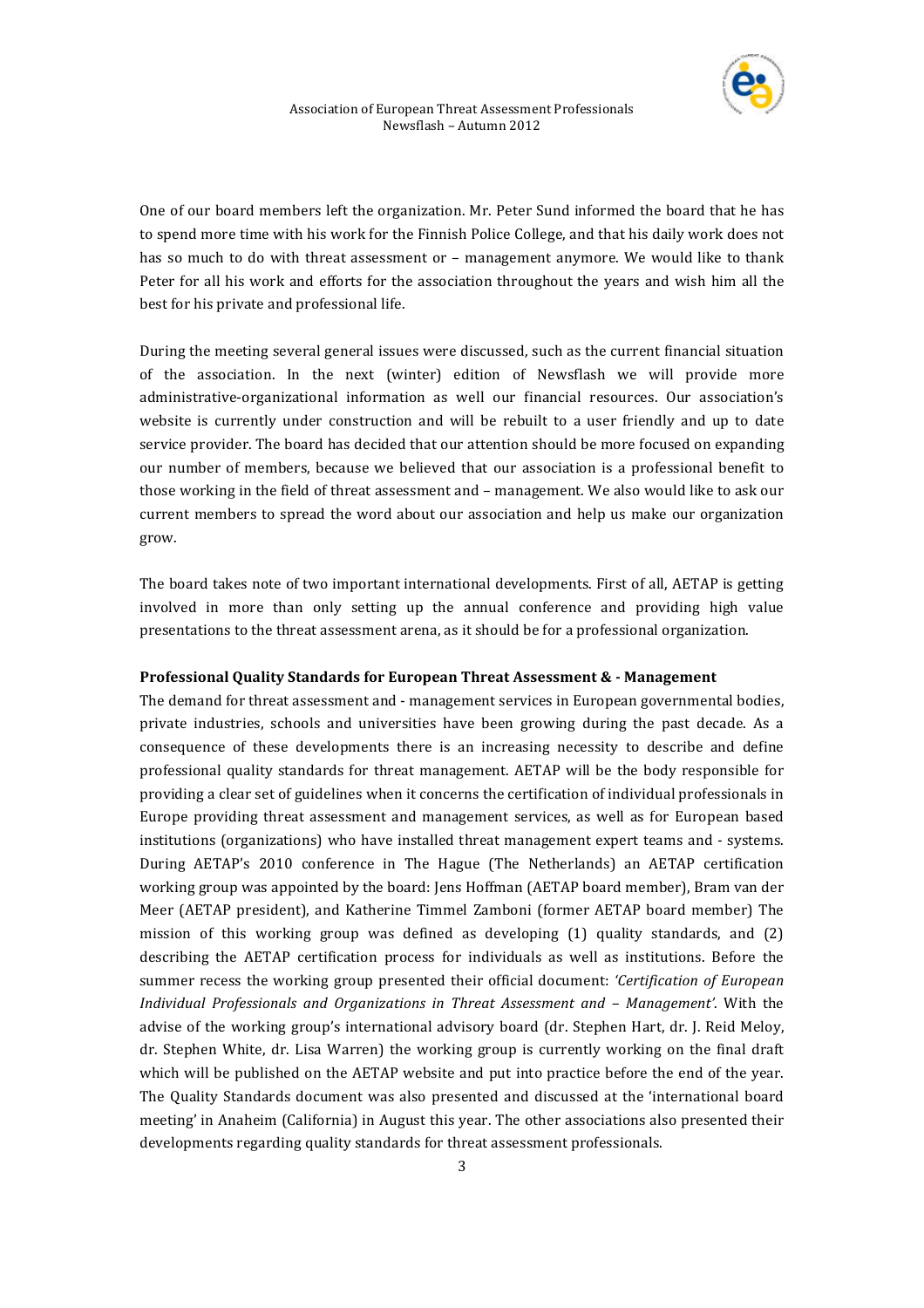One of our board members left the organization. Mr. Peter Sund informed the board that he has to spend more time with his work for the Finnish Police College, and that his daily work does not has so much to do with threat assessment or – management anymore. We would like to thank Peter for all his work and efforts for the association throughout the years and wish him all the best for his private and professional life.

During the meeting several general issues were discussed, such as the current financial situation of the association. In the next (winter) edition of Newsflash we will provide more administrative-organizational information as well our financial resources. Our association's website is currently under construction and will be rebuilt to a user friendly and up to date service provider. The board has decided that our attention should be more focused on expanding our number of members, because we believed that our association is a professional benefit to those working in the field of threat assessment and – management. We also would like to ask our current members to spread the word about our association and help us make our organization grow.

The board takes note of two important international developments. First of all, AETAP is getting involved in more than only setting up the annual conference and providing high value presentations to the threat assessment arena, as it should be for a professional organization.

**Professional Quality Standards for European Threat Assessment & - Management**

The demand for threat assessment and - management services in European governmental bodies, private industries, schools and universities have been growing during the past decade. As a consequence of these developments there is an increasing necessity to describe and define professional quality standards for threat management. AETAP will be the body responsible for providing a clear set of guidelines when it concerns the certification of individual professionals in Europe providing threat assessment and management services, as well as for European based institutions (organizations) who have installed threat management expert teams and - systems. During AETAP's 2010 conference in The Hague (The Netherlands) an AETAP certification working group was appointed by the board: Jens Hoffman (AETAP board member), Bram van der Meer (AETAP president), and Katherine Timmel Zamboni (former AETAP board member) The mission of this working group was defined as developing (1) quality standards, and (2) describing the AETAP certification process for individuals as well as institutions. Before the summer recess the working group presented their official document: *'Certification of European Individual Professionals and Organizations in Threat Assessment and – Management'*. With the advise of the working group's international advisory board (dr. Stephen Hart, dr. J. Reid Meloy, dr. Stephen White, dr. Lisa Warren) the working group is currently working on the final draft which will be published on the AETAP website and put into practice before the end of the year. The Quality Standards document was also presented and discussed at the 'international board meeting' in Anaheim (California) in August this year. The other associations also presented their developments regarding quality standards for threat assessment professionals.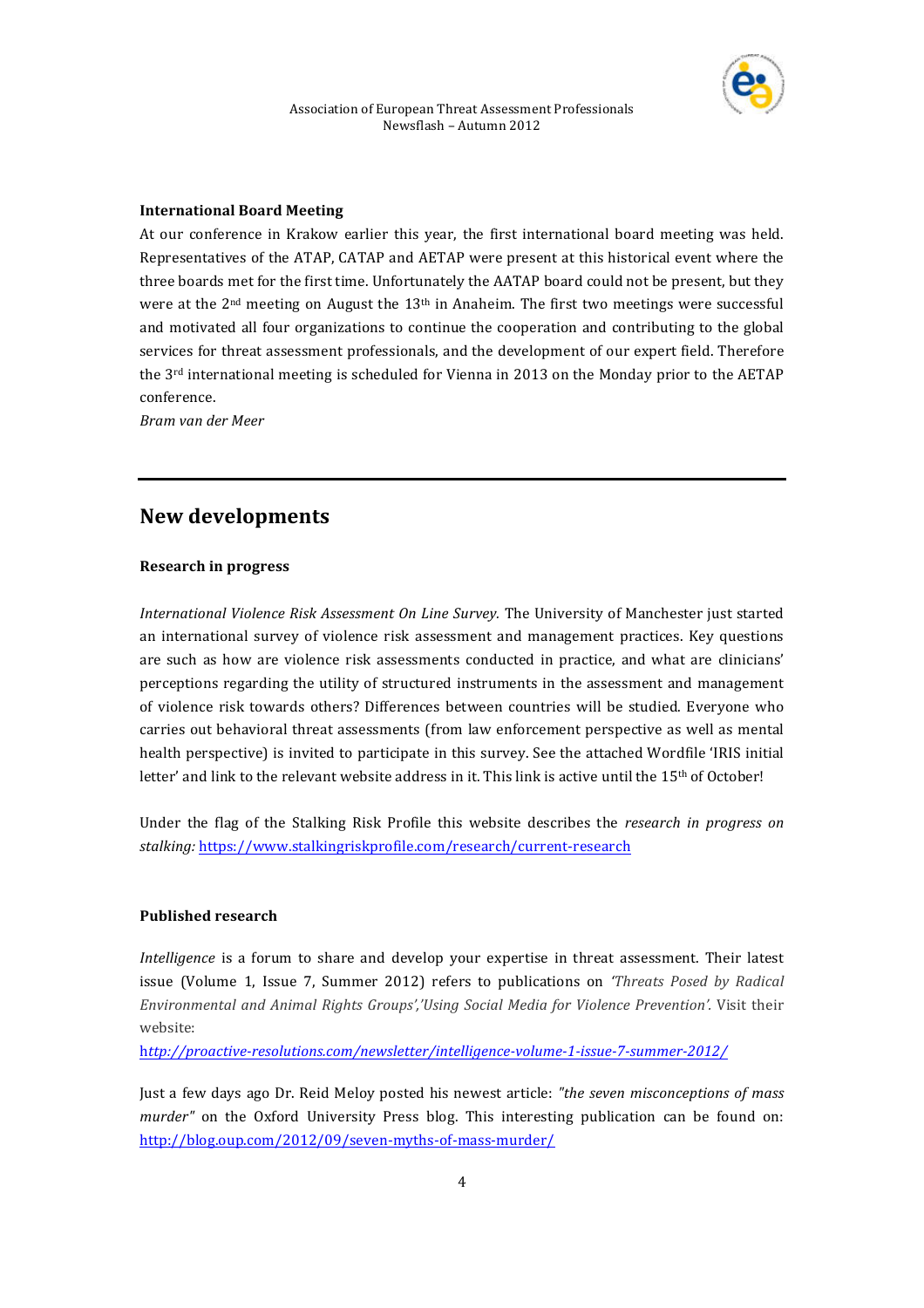**International Board Meeting**

At our conference in Krakow earlier this year, the first international board meeting was held. Representatives of the ATAP, CATAP and AETAP were present at this historical event where the three boards met for the first time. Unfortunately the AATAP board could not be present, but they were at the 2nd meeting on August the 13th in Anaheim. The first two meetings were successful and motivated all four organizations to continue the cooperation and contributing to the global services for threat assessment professionals, and the development of our expert field. Therefore the 3rd international meeting is scheduled for Vienna in 2013 on the Monday prior to the AETAP conference.

*Bram van der Meer*

---

## New developments

**Research in progress**

*International Violence Risk Assessment On Line Survey.* The University of Manchester just started an international survey of violence risk assessment and management practices. Key questions are such as how are violence risk assessments conducted in practice, and what are clinicians' perceptions regarding the utility of structured instruments in the assessment and management of violence risk towards others? Differences between countries will be studied. Everyone who carries out behavioral threat assessments (from law enforcement perspective as well as mental health perspective) is invited to participate in this survey. See the attached Wordfile 'IRIS initial letter' and link to the relevant website address in it. This link is active until the 15th of October!

Under the flag of the Stalking Risk Profile this website describes the *research in progress on stalking:* https://www.stalkingriskprofile.com/research/current-research

**Published research**

*Intelligence* is a forum to share and develop your expertise in threat assessment. Their latest issue (Volume 1, Issue 7, Summer 2012) refers to publications on *'Threats Posed by Radical Environmental and Animal Rights Groups','Using Social Media for Violence Prevention'.* Visit their website:

*http://proactive-resolutions.com/newsletter/intelligence-volume-1-issue-7-summer-2012/*

Just a few days ago Dr. Reid Meloy posted his newest article: *"the seven misconceptions of mass murder"* on the Oxford University Press blog. This interesting publication can be found on: http://blog.oup.com/2012/09/seven-myths-of-mass-murder/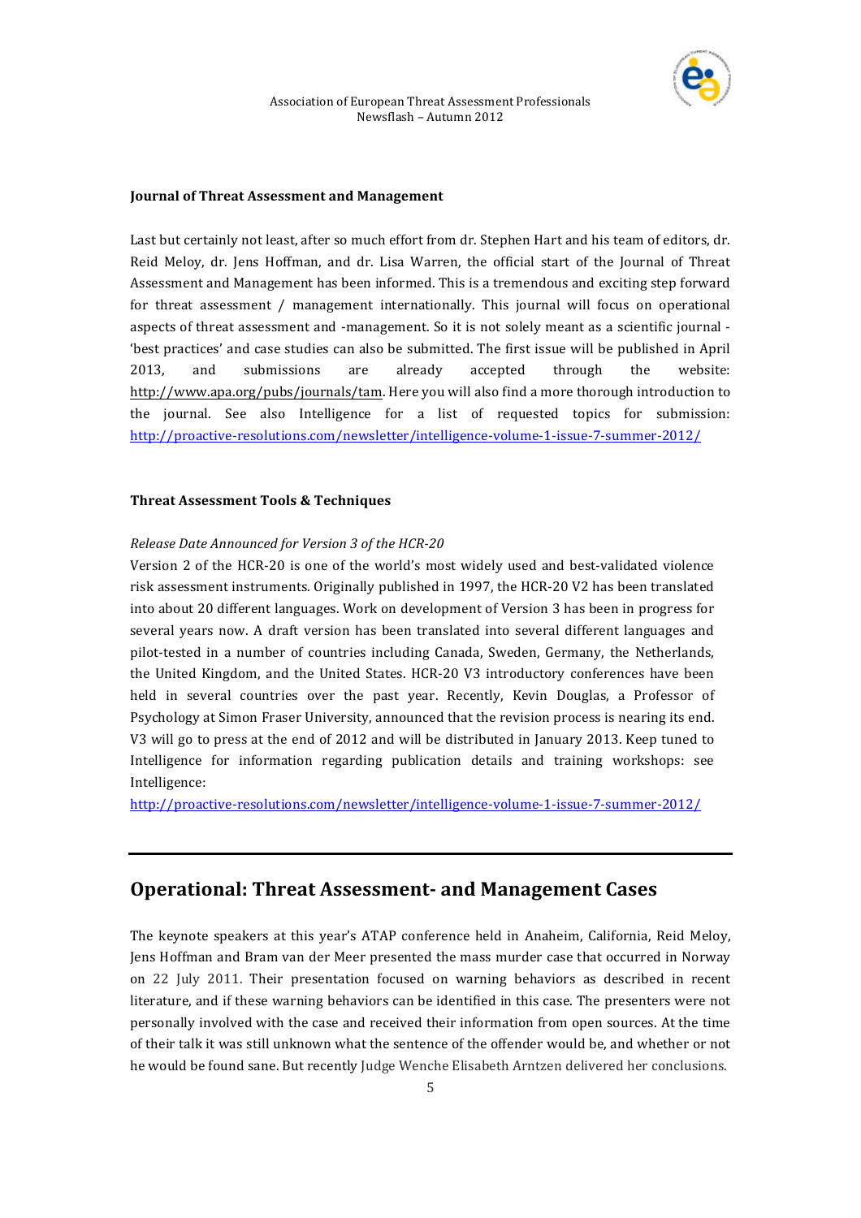**Journal of Threat Assessment and Management**

Last but certainly not least, after so much effort from dr. Stephen Hart and his team of editors, dr. Reid Meloy, dr. Jens Hoffman, and dr. Lisa Warren, the official start of the Journal of Threat Assessment and Management has been informed. This is a tremendous and exciting step forward for threat assessment / management internationally. This journal will focus on operational aspects of threat assessment and -management. So it is not solely meant as a scientific journal - 'best practices' and case studies can also be submitted. The first issue will be published in April 2013, and submissions are already accepted through the website: http://www.apa.org/pubs/journals/tam. Here you will also find a more thorough introduction to the journal. See also Intelligence for a list of requested topics for submission: http://proactive-resolutions.com/newsletter/intelligence-volume-1-issue-7-summer-2012/

**Threat Assessment Tools & Techniques**

*Release Date Announced for Version 3 of the HCR-20*

Version 2 of the HCR-20 is one of the world's most widely used and best-validated violence risk assessment instruments. Originally published in 1997, the HCR-20 V2 has been translated into about 20 different languages. Work on development of Version 3 has been in progress for several years now. A draft version has been translated into several different languages and pilot-tested in a number of countries including Canada, Sweden, Germany, the Netherlands, the United Kingdom, and the United States. HCR-20 V3 introductory conferences have been held in several countries over the past year. Recently, Kevin Douglas, a Professor of Psychology at Simon Fraser University, announced that the revision process is nearing its end. V3 will go to press at the end of 2012 and will be distributed in January 2013. Keep tuned to Intelligence for information regarding publication details and training workshops: see Intelligence:

http://proactive-resolutions.com/newsletter/intelligence-volume-1-issue-7-summer-2012/

---

## Operational: Threat Assessment- and Management Cases

The keynote speakers at this year's ATAP conference held in Anaheim, California, Reid Meloy, Jens Hoffman and Bram van der Meer presented the mass murder case that occurred in Norway on 22 July 2011. Their presentation focused on warning behaviors as described in recent literature, and if these warning behaviors can be identified in this case. The presenters were not personally involved with the case and received their information from open sources. At the time of their talk it was still unknown what the sentence of the offender would be, and whether or not he would be found sane. But recently Judge Wenche Elisabeth Arntzen delivered her conclusions.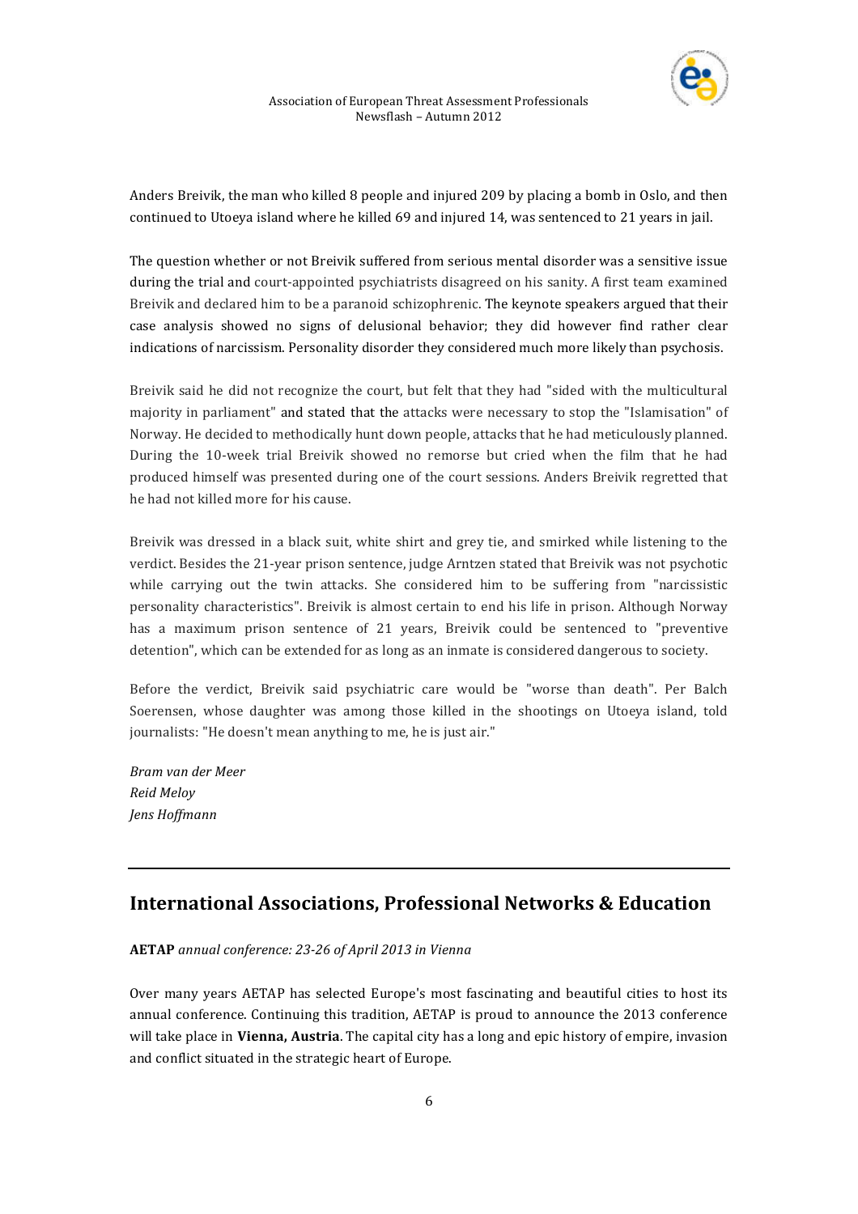Anders Breivik, the man who killed 8 people and injured 209 by placing a bomb in Oslo, and then continued to Utoeya island where he killed 69 and injured 14, was sentenced to 21 years in jail.

The question whether or not Breivik suffered from serious mental disorder was a sensitive issue during the trial and court-appointed psychiatrists disagreed on his sanity. A first team examined Breivik and declared him to be a paranoid schizophrenic. The keynote speakers argued that their case analysis showed no signs of delusional behavior; they did however find rather clear indications of narcissism. Personality disorder they considered much more likely than psychosis.

Breivik said he did not recognize the court, but felt that they had "sided with the multicultural majority in parliament" and stated that the attacks were necessary to stop the "Islamisation" of Norway. He decided to methodically hunt down people, attacks that he had meticulously planned. During the 10-week trial Breivik showed no remorse but cried when the film that he had produced himself was presented during one of the court sessions. Anders Breivik regretted that he had not killed more for his cause.

Breivik was dressed in a black suit, white shirt and grey tie, and smirked while listening to the verdict. Besides the 21-year prison sentence, judge Arntzen stated that Breivik was not psychotic while carrying out the twin attacks. She considered him to be suffering from "narcissistic personality characteristics". Breivik is almost certain to end his life in prison. Although Norway has a maximum prison sentence of 21 years, Breivik could be sentenced to "preventive detention", which can be extended for as long as an inmate is considered dangerous to society.

Before the verdict, Breivik said psychiatric care would be "worse than death". Per Balch Soerensen, whose daughter was among those killed in the shootings on Utoeya island, told journalists: "He doesn't mean anything to me, he is just air."

*Bram van der Meer*
*Reid Meloy*
*Jens Hoffmann*

---

## International Associations, Professional Networks & Education

**AETAP** *annual conference: 23-26 of April 2013 in Vienna*

Over many years AETAP has selected Europe's most fascinating and beautiful cities to host its annual conference. Continuing this tradition, AETAP is proud to announce the 2013 conference will take place in **Vienna, Austria**. The capital city has a long and epic history of empire, invasion and conflict situated in the strategic heart of Europe.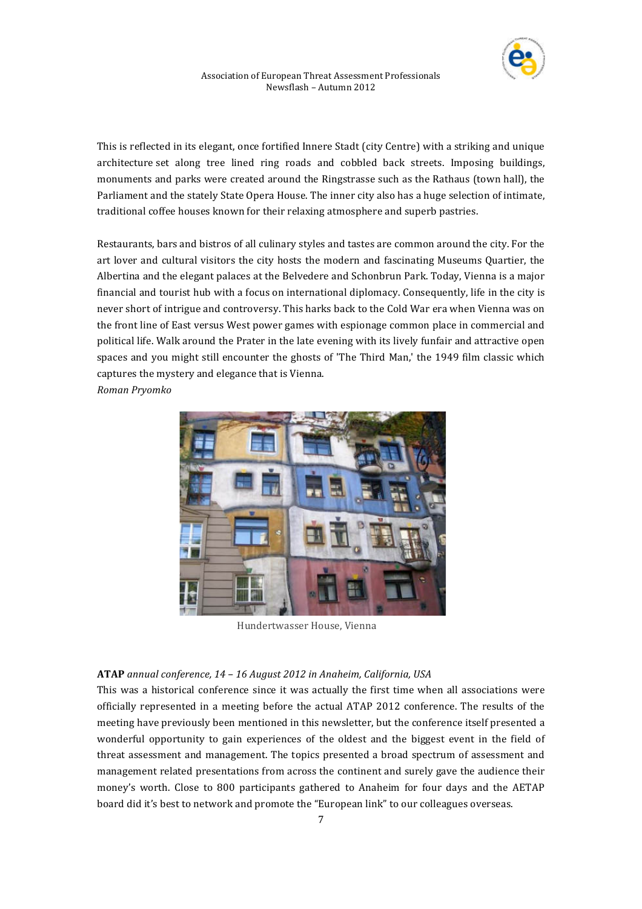This is reflected in its elegant, once fortified Innere Stadt (city Centre) with a striking and unique architecture set along tree lined ring roads and cobbled back streets. Imposing buildings, monuments and parks were created around the Ringstrasse such as the Rathaus (town hall), the Parliament and the stately State Opera House. The inner city also has a huge selection of intimate, traditional coffee houses known for their relaxing atmosphere and superb pastries.

Restaurants, bars and bistros of all culinary styles and tastes are common around the city. For the art lover and cultural visitors the city hosts the modern and fascinating Museums Quartier, the Albertina and the elegant palaces at the Belvedere and Schonbrun Park. Today, Vienna is a major financial and tourist hub with a focus on international diplomacy. Consequently, life in the city is never short of intrigue and controversy. This harks back to the Cold War era when Vienna was on the front line of East versus West power games with espionage common place in commercial and political life. Walk around the Prater in the late evening with its lively funfair and attractive open spaces and you might still encounter the ghosts of 'The Third Man,' the 1949 film classic which captures the mystery and elegance that is Vienna.

*Roman Pryomko*

Hundertwasser House, Vienna

**ATAP** *annual conference, 14 – 16 August 2012 in Anaheim, California, USA*

This was a historical conference since it was actually the first time when all associations were officially represented in a meeting before the actual ATAP 2012 conference. The results of the meeting have previously been mentioned in this newsletter, but the conference itself presented a wonderful opportunity to gain experiences of the oldest and the biggest event in the field of threat assessment and management. The topics presented a broad spectrum of assessment and management related presentations from across the continent and surely gave the audience their money's worth. Close to 800 participants gathered to Anaheim for four days and the AETAP board did it's best to network and promote the "European link" to our colleagues overseas.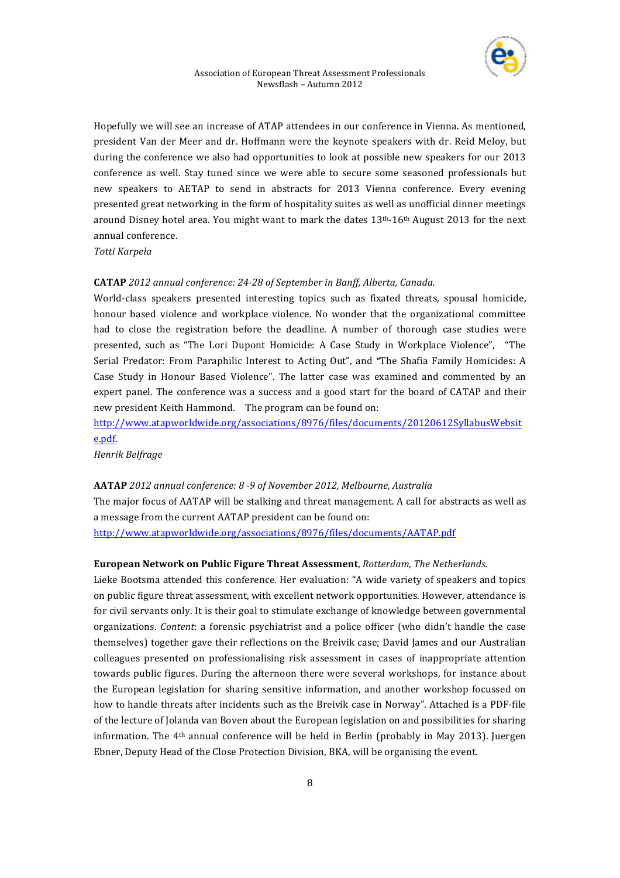Hopefully we will see an increase of ATAP attendees in our conference in Vienna. As mentioned, president Van der Meer and dr. Hoffmann were the keynote speakers with dr. Reid Meloy, but during the conference we also had opportunities to look at possible new speakers for our 2013 conference as well. Stay tuned since we were able to secure some seasoned professionals but new speakers to AETAP to send in abstracts for 2013 Vienna conference. Every evening presented great networking in the form of hospitality suites as well as unofficial dinner meetings around Disney hotel area. You might want to mark the dates 13th-16th August 2013 for the next annual conference.

*Totti Karpela*

**CATAP** *2012 annual conference: 24-28 of September in Banff, Alberta, Canada.*

World-class speakers presented interesting topics such as fixated threats, spousal homicide, honour based violence and workplace violence. No wonder that the organizational committee had to close the registration before the deadline. A number of thorough case studies were presented, such as "The Lori Dupont Homicide: A Case Study in Workplace Violence", "The Serial Predator: From Paraphilic Interest to Acting Out", and "The Shafia Family Homicides: A Case Study in Honour Based Violence". The latter case was examined and commented by an expert panel. The conference was a success and a good start for the board of CATAP and their new president Keith Hammond. The program can be found on: http://www.atapworldwide.org/associations/8976/files/documents/20120612SyllabusWebsite.pdf.

*Henrik Belfrage*

**AATAP** *2012 annual conference: 8 -9 of November 2012, Melbourne, Australia*

The major focus of AATAP will be stalking and threat management. A call for abstracts as well as a message from the current AATAP president can be found on: http://www.atapworldwide.org/associations/8976/files/documents/AATAP.pdf

**European Network on Public Figure Threat Assessment**, *Rotterdam, The Netherlands.*

Lieke Bootsma attended this conference. Her evaluation: "A wide variety of speakers and topics on public figure threat assessment, with excellent network opportunities. However, attendance is for civil servants only. It is their goal to stimulate exchange of knowledge between governmental organizations. *Content*: a forensic psychiatrist and a police officer (who didn't handle the case themselves) together gave their reflections on the Breivik case; David James and our Australian colleagues presented on professionalising risk assessment in cases of inappropriate attention towards public figures. During the afternoon there were several workshops, for instance about the European legislation for sharing sensitive information, and another workshop focussed on how to handle threats after incidents such as the Breivik case in Norway". Attached is a PDF-file of the lecture of Jolanda van Boven about the European legislation on and possibilities for sharing information. The 4th annual conference will be held in Berlin (probably in May 2013). Juergen Ebner, Deputy Head of the Close Protection Division, BKA, will be organising the event.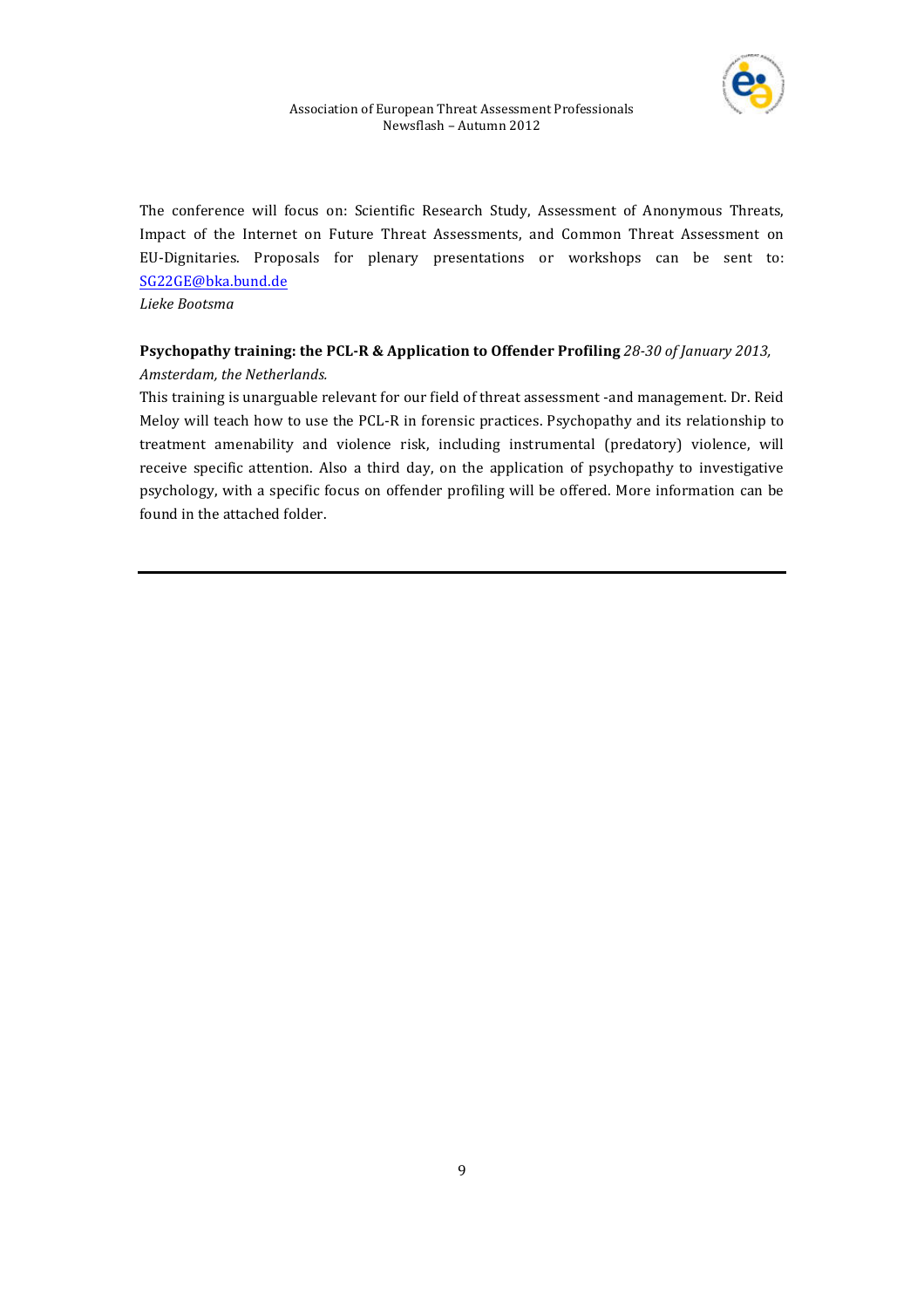The conference will focus on: Scientific Research Study, Assessment of Anonymous Threats, Impact of the Internet on Future Threat Assessments, and Common Threat Assessment on EU-Dignitaries. Proposals for plenary presentations or workshops can be sent to: SG22GE@bka.bund.de

*Lieke Bootsma*

**Psychopathy training: the PCL-R & Application to Offender Profiling** *28-30 of January 2013, Amsterdam, the Netherlands.*

This training is unarguable relevant for our field of threat assessment -and management. Dr. Reid Meloy will teach how to use the PCL-R in forensic practices. Psychopathy and its relationship to treatment amenability and violence risk, including instrumental (predatory) violence, will receive specific attention. Also a third day, on the application of psychopathy to investigative psychology, with a specific focus on offender profiling will be offered. More information can be found in the attached folder.